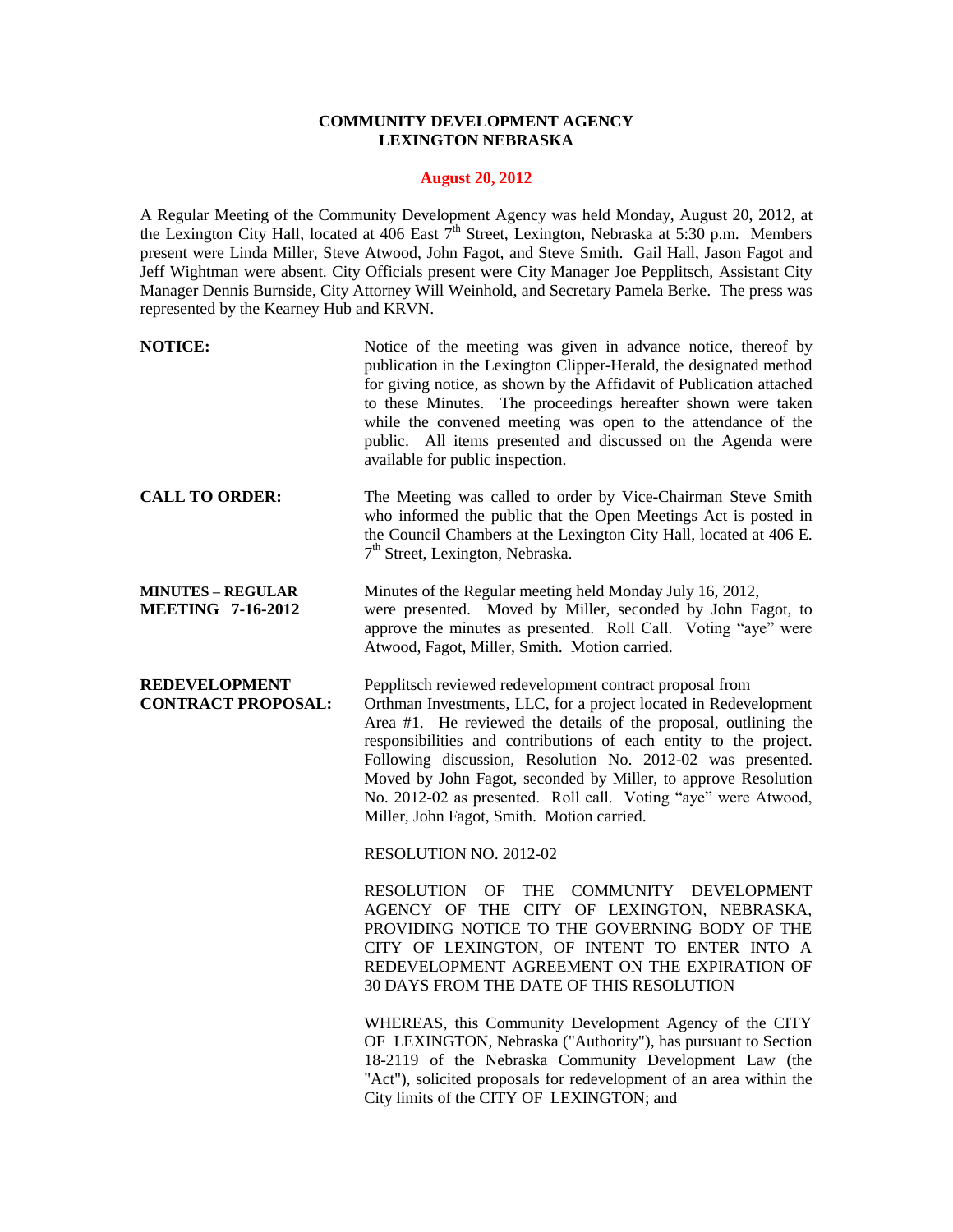**COMMUNITY DEVELOPMENT AGENCY**
**LEXINGTON NEBRASKA**

**August 20, 2012**

A Regular Meeting of the Community Development Agency was held Monday, August 20, 2012, at the Lexington City Hall, located at 406 East 7th Street, Lexington, Nebraska at 5:30 p.m. Members present were Linda Miller, Steve Atwood, John Fagot, and Steve Smith. Gail Hall, Jason Fagot and Jeff Wightman were absent. City Officials present were City Manager Joe Pepplitsch, Assistant City Manager Dennis Burnside, City Attorney Will Weinhold, and Secretary Pamela Berke. The press was represented by the Kearney Hub and KRVN.

**NOTICE:** Notice of the meeting was given in advance notice, thereof by publication in the Lexington Clipper-Herald, the designated method for giving notice, as shown by the Affidavit of Publication attached to these Minutes. The proceedings hereafter shown were taken while the convened meeting was open to the attendance of the public. All items presented and discussed on the Agenda were available for public inspection.

**CALL TO ORDER:** The Meeting was called to order by Vice-Chairman Steve Smith who informed the public that the Open Meetings Act is posted in the Council Chambers at the Lexington City Hall, located at 406 E. 7th Street, Lexington, Nebraska.

**MINUTES – REGULAR MEETING 7-16-2012** Minutes of the Regular meeting held Monday July 16, 2012, were presented. Moved by Miller, seconded by John Fagot, to approve the minutes as presented. Roll Call. Voting "aye" were Atwood, Fagot, Miller, Smith. Motion carried.

**REDEVELOPMENT CONTRACT PROPOSAL:** Pepplitsch reviewed redevelopment contract proposal from Orthman Investments, LLC, for a project located in Redevelopment Area #1. He reviewed the details of the proposal, outlining the responsibilities and contributions of each entity to the project. Following discussion, Resolution No. 2012-02 was presented. Moved by John Fagot, seconded by Miller, to approve Resolution No. 2012-02 as presented. Roll call. Voting "aye" were Atwood, Miller, John Fagot, Smith. Motion carried.

RESOLUTION NO. 2012-02

RESOLUTION OF THE COMMUNITY DEVELOPMENT AGENCY OF THE CITY OF LEXINGTON, NEBRASKA, PROVIDING NOTICE TO THE GOVERNING BODY OF THE CITY OF LEXINGTON, OF INTENT TO ENTER INTO A REDEVELOPMENT AGREEMENT ON THE EXPIRATION OF 30 DAYS FROM THE DATE OF THIS RESOLUTION

WHEREAS, this Community Development Agency of the CITY OF LEXINGTON, Nebraska ("Authority"), has pursuant to Section 18-2119 of the Nebraska Community Development Law (the "Act"), solicited proposals for redevelopment of an area within the City limits of the CITY OF LEXINGTON; and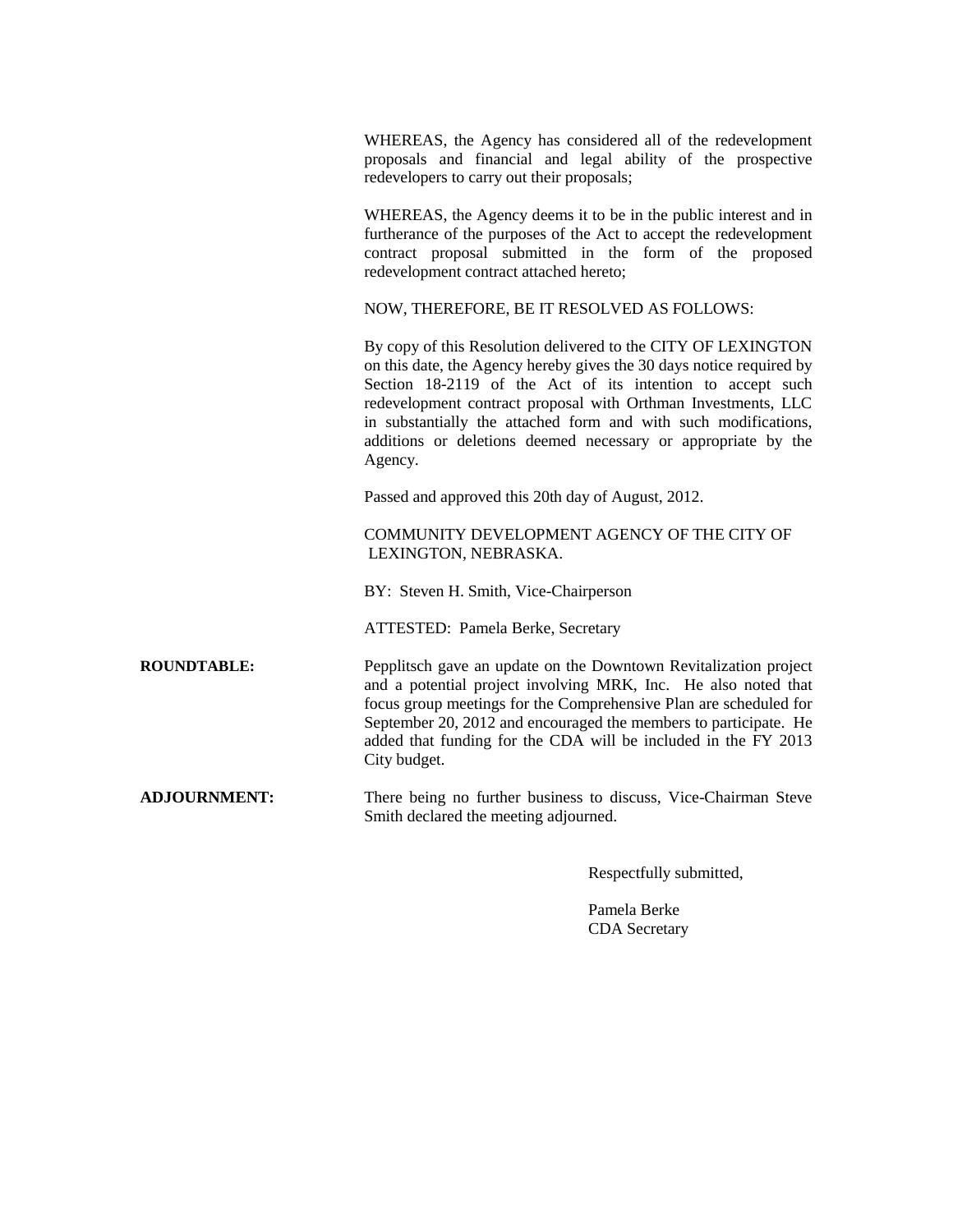WHEREAS, the Agency has considered all of the redevelopment proposals and financial and legal ability of the prospective redevelopers to carry out their proposals;

WHEREAS, the Agency deems it to be in the public interest and in furtherance of the purposes of the Act to accept the redevelopment contract proposal submitted in the form of the proposed redevelopment contract attached hereto;

NOW, THEREFORE, BE IT RESOLVED AS FOLLOWS:

By copy of this Resolution delivered to the CITY OF LEXINGTON on this date, the Agency hereby gives the 30 days notice required by Section 18-2119 of the Act of its intention to accept such redevelopment contract proposal with Orthman Investments, LLC in substantially the attached form and with such modifications, additions or deletions deemed necessary or appropriate by the Agency.

Passed and approved this 20th day of August, 2012.

COMMUNITY DEVELOPMENT AGENCY OF THE CITY OF LEXINGTON, NEBRASKA.

BY: Steven H. Smith, Vice-Chairperson

ATTESTED: Pamela Berke, Secretary

**ROUNDTABLE:** Pepplitsch gave an update on the Downtown Revitalization project and a potential project involving MRK, Inc. He also noted that focus group meetings for the Comprehensive Plan are scheduled for September 20, 2012 and encouraged the members to participate. He added that funding for the CDA will be included in the FY 2013 City budget.

**ADJOURNMENT:** There being no further business to discuss, Vice-Chairman Steve Smith declared the meeting adjourned.

Respectfully submitted,

Pamela Berke
CDA Secretary